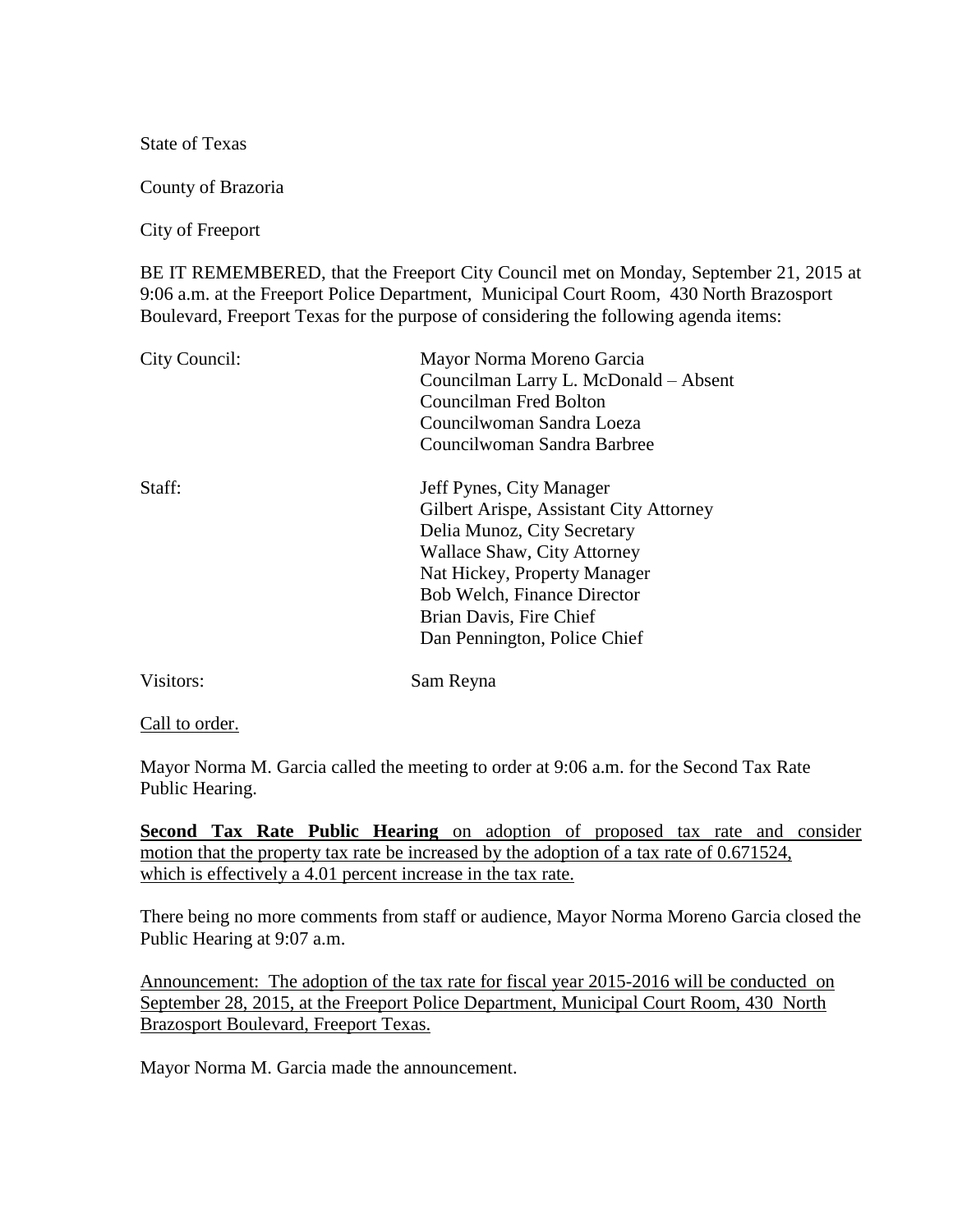State of Texas

County of Brazoria

City of Freeport

BE IT REMEMBERED, that the Freeport City Council met on Monday, September 21, 2015 at 9:06 a.m. at the Freeport Police Department, Municipal Court Room, 430 North Brazosport Boulevard, Freeport Texas for the purpose of considering the following agenda items:

| | |
|---|---|
| City Council: | Mayor Norma Moreno Garcia<br>Councilman Larry L. McDonald – Absent<br>Councilman Fred Bolton<br>Councilwoman Sandra Loeza<br>Councilwoman Sandra Barbree |
| Staff: | Jeff Pynes, City Manager<br>Gilbert Arispe, Assistant City Attorney<br>Delia Munoz, City Secretary<br>Wallace Shaw, City Attorney<br>Nat Hickey, Property Manager<br>Bob Welch, Finance Director<br>Brian Davis, Fire Chief<br>Dan Pennington, Police Chief |
| Visitors: | Sam Reyna |

Call to order.

Mayor Norma M. Garcia called the meeting to order at 9:06 a.m. for the Second Tax Rate Public Hearing.

**Second Tax Rate Public Hearing** on adoption of proposed tax rate and consider motion that the property tax rate be increased by the adoption of a tax rate of 0.671524, which is effectively a 4.01 percent increase in the tax rate.

There being no more comments from staff or audience, Mayor Norma Moreno Garcia closed the Public Hearing at 9:07 a.m.

Announcement: The adoption of the tax rate for fiscal year 2015-2016 will be conducted on September 28, 2015, at the Freeport Police Department, Municipal Court Room, 430 North Brazosport Boulevard, Freeport Texas.

Mayor Norma M. Garcia made the announcement.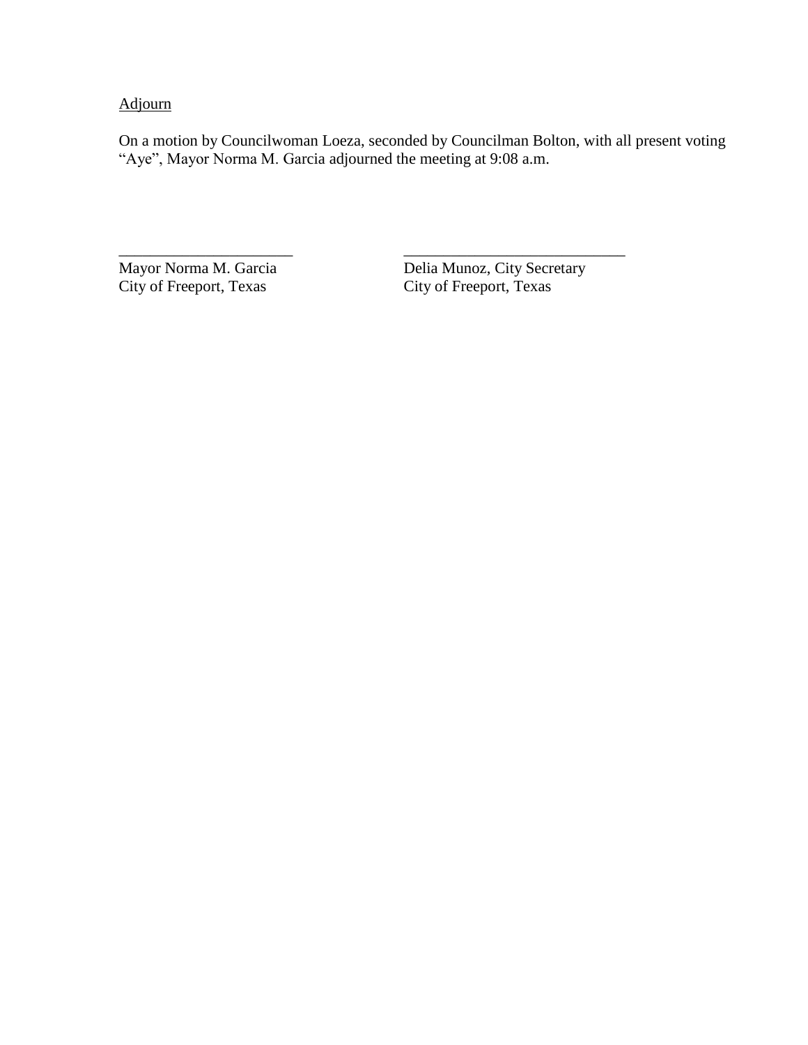Adjourn

On a motion by Councilwoman Loeza, seconded by Councilman Bolton, with all present voting "Aye", Mayor Norma M. Garcia adjourned the meeting at 9:08 a.m.

| | |
|---|---|
| ______________________ | ____________________________ |
| Mayor Norma M. Garcia | Delia Munoz, City Secretary |
| City of Freeport, Texas | City of Freeport, Texas |